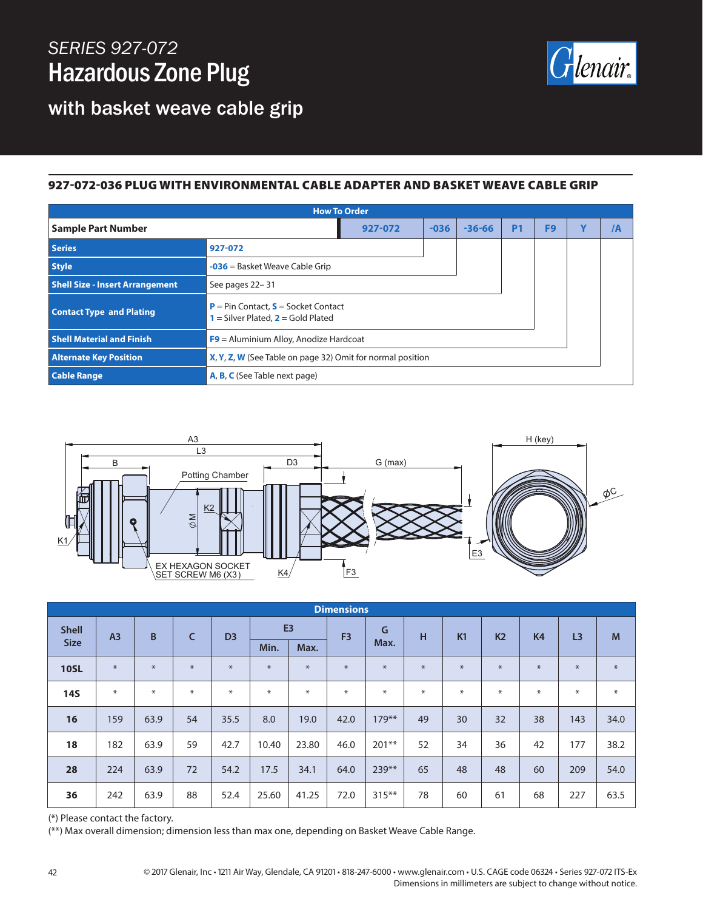# SERIES 927-072

# Hazardous Zone Plug

## with basket weave cable grip

### 927-072-036 PLUG WITH ENVIRONMENTAL CABLE ADAPTER AND BASKET WEAVE CABLE GRIP

| How To Order | | | | | | | |
|---|---|---|---|---|---|---|---|
| **Sample Part Number** | 927-072 | -036 | -36-66 | P1 | F9 | Y | /A |

| | |
|---|---|
| **Series** | 927-072 |
| **Style** | -036 = Basket Weave Cable Grip |
| **Shell Size - Insert Arrangement** | See pages 22– 31 |
| **Contact Type and Plating** | P = Pin Contact, S = Socket Contact<br>1 = Silver Plated, 2 = Gold Plated |
| **Shell Material and Finish** | F9 = Aluminium Alloy, Anodize Hardcoat |
| **Alternate Key Position** | X, Y, Z, W (See Table on page 32) Omit for normal position |
| **Cable Range** | A, B, C (See Table next page) |

A3 L3 B D3 G (max) H (key) Potting Chamber K2 ⌀M ⌀C K1 EX HEXAGON SOCKET SET SCREW M6 (X3) K4 F3 E3

| Shell Size | A3 | B | C | D3 | E3 Min. | E3 Max. | F3 | G Max. | H | K1 | K2 | K4 | L3 | M |
|---|---|---|---|---|---|---|---|---|---|---|---|---|---|---|
| 10SL | * | * | * | * | * | * | * | * | * | * | * | * | * | * |
| 14S | * | * | * | * | * | * | * | * | * | * | * | * | * | * |
| 16 | 159 | 63.9 | 54 | 35.5 | 8.0 | 19.0 | 42.0 | 179** | 49 | 30 | 32 | 38 | 143 | 34.0 |
| 18 | 182 | 63.9 | 59 | 42.7 | 10.40 | 23.80 | 46.0 | 201** | 52 | 34 | 36 | 42 | 177 | 38.2 |
| 28 | 224 | 63.9 | 72 | 54.2 | 17.5 | 34.1 | 64.0 | 239** | 65 | 48 | 48 | 60 | 209 | 54.0 |
| 36 | 242 | 63.9 | 88 | 52.4 | 25.60 | 41.25 | 72.0 | 315** | 78 | 60 | 61 | 68 | 227 | 63.5 |

(*) Please contact the factory.
(**) Max overall dimension; dimension less than max one, depending on Basket Weave Cable Range.

© 2017 Glenair, Inc • 1211 Air Way, Glendale, CA 91201 • 818-247-6000 • www.glenair.com • U.S. CAGE code 06324 • Series 927-072 ITS-Ex
Dimensions in millimeters are subject to change without notice.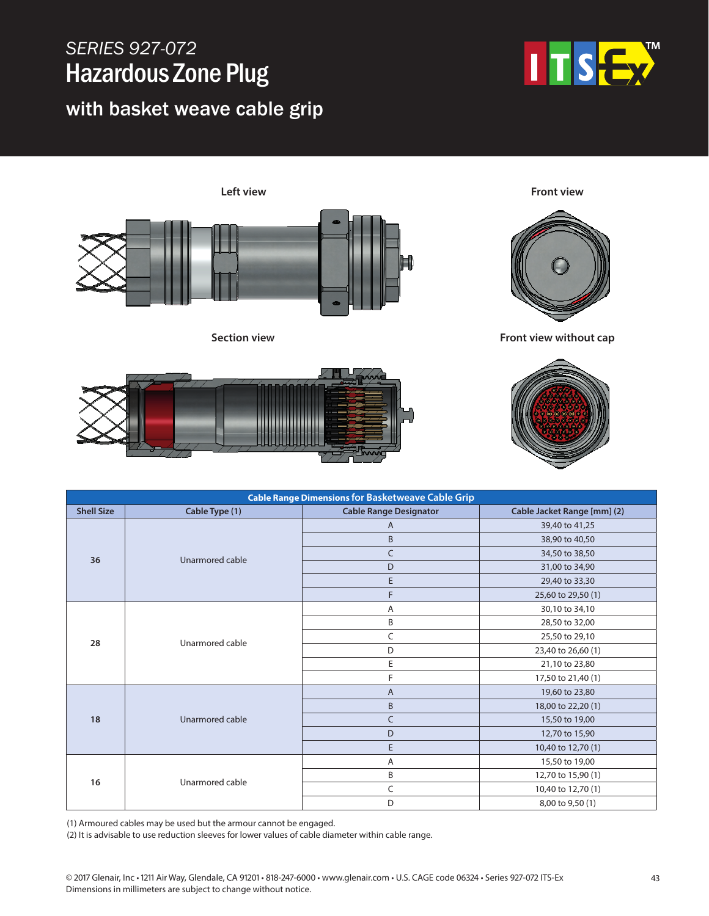# SERIES 927-072

# Hazardous Zone Plug

## with basket weave cable grip

Left view

Front view

Section view

Front view without cap

| Cable Range Dimensions for Basketweave Cable Grip | | | |
|---|---|---|---|
| **Shell Size** | **Cable Type (1)** | **Cable Range Designator** | **Cable Jacket Range [mm] (2)** |
| **36** | Unarmored cable | A | 39,40 to 41,25 |
| | | B | 38,90 to 40,50 |
| | | C | 34,50 to 38,50 |
| | | D | 31,00 to 34,90 |
| | | E | 29,40 to 33,30 |
| | | F | 25,60 to 29,50 (1) |
| **28** | Unarmored cable | A | 30,10 to 34,10 |
| | | B | 28,50 to 32,00 |
| | | C | 25,50 to 29,10 |
| | | D | 23,40 to 26,60 (1) |
| | | E | 21,10 to 23,80 |
| | | F | 17,50 to 21,40 (1) |
| **18** | Unarmored cable | A | 19,60 to 23,80 |
| | | B | 18,00 to 22,20 (1) |
| | | C | 15,50 to 19,00 |
| | | D | 12,70 to 15,90 |
| | | E | 10,40 to 12,70 (1) |
| **16** | Unarmored cable | A | 15,50 to 19,00 |
| | | B | 12,70 to 15,90 (1) |
| | | C | 10,40 to 12,70 (1) |
| | | D | 8,00 to 9,50 (1) |

(1) Armoured cables may be used but the armour cannot be engaged.
(2) It is advisable to use reduction sleeves for lower values of cable diameter within cable range.